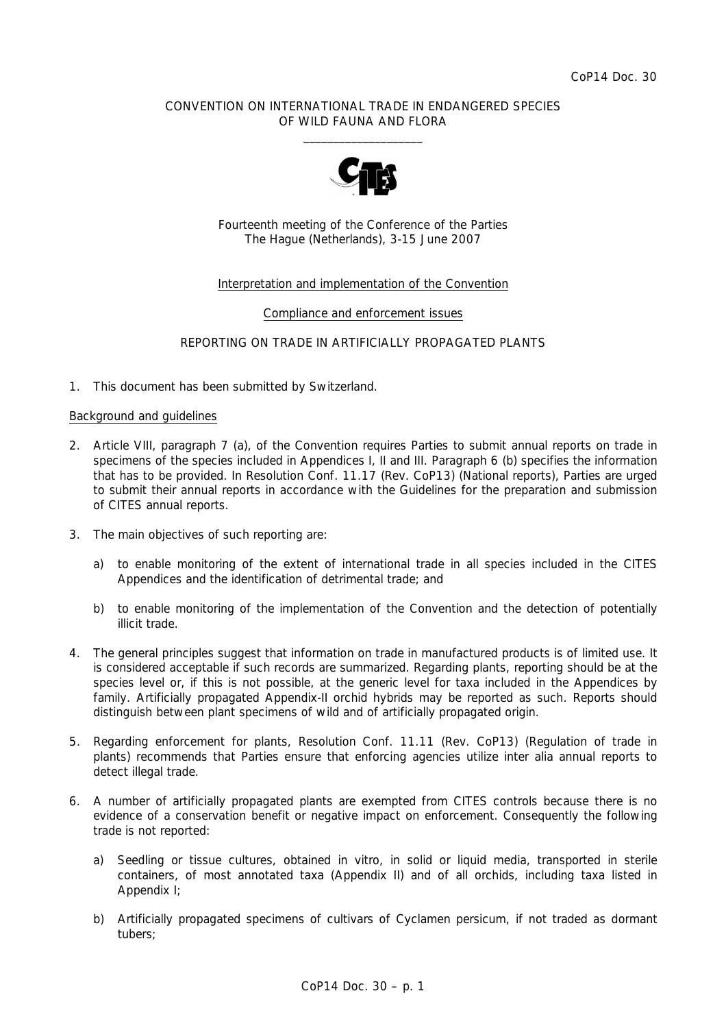CoP14 Doc. 30

CONVENTION ON INTERNATIONAL TRADE IN ENDANGERED SPECIES
OF WILD FAUNA AND FLORA

\_\_\_\_\_\_\_\_\_\_\_\_\_\_\_\_\_\_\_\_

Fourteenth meeting of the Conference of the Parties
The Hague (Netherlands), 3-15 June 2007

Interpretation and implementation of the Convention

Compliance and enforcement issues

REPORTING ON TRADE IN ARTIFICIALLY PROPAGATED PLANTS

1. This document has been submitted by Switzerland.

Background and guidelines

2. Article VIII, paragraph 7 (a), of the Convention requires Parties to submit annual reports on trade in specimens of the species included in Appendices I, II and III. Paragraph 6 (b) specifies the information that has to be provided. In Resolution Conf. 11.17 (Rev. CoP13) (National reports), Parties are urged to submit their annual reports in accordance with the Guidelines for the preparation and submission of CITES annual reports.

3. The main objectives of such reporting are:

   a) to enable monitoring of the extent of international trade in all species included in the CITES Appendices and the identification of detrimental trade; and

   b) to enable monitoring of the implementation of the Convention and the detection of potentially illicit trade.

4. The general principles suggest that information on trade in manufactured products is of limited use. It is considered acceptable if such records are summarized. Regarding plants, reporting should be at the species level or, if this is not possible, at the generic level for taxa included in the Appendices by family. Artificially propagated Appendix-II orchid hybrids may be reported as such. Reports should distinguish between plant specimens of wild and of artificially propagated origin.

5. Regarding enforcement for plants, Resolution Conf. 11.11 (Rev. CoP13) (Regulation of trade in plants) recommends that Parties ensure that enforcing agencies utilize inter alia annual reports to detect illegal trade.

6. A number of artificially propagated plants are exempted from CITES controls because there is no evidence of a conservation benefit or negative impact on enforcement. Consequently the following trade is not reported:

   a) Seedling or tissue cultures, obtained in vitro, in solid or liquid media, transported in sterile containers, of most annotated taxa (Appendix II) and of all orchids, including taxa listed in Appendix I;

   b) Artificially propagated specimens of cultivars of Cyclamen persicum, if not traded as dormant tubers;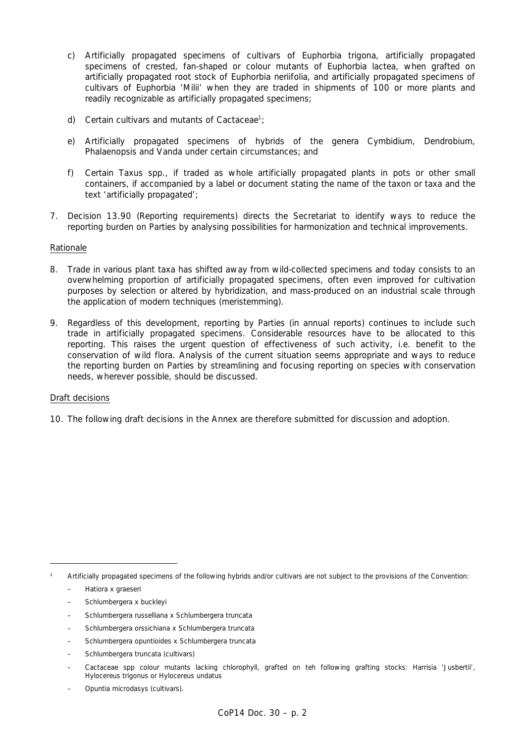c) Artificially propagated specimens of cultivars of Euphorbia trigona, artificially propagated specimens of crested, fan-shaped or colour mutants of Euphorbia lactea, when grafted on artificially propagated root stock of Euphorbia neriifolia, and artificially propagated specimens of cultivars of Euphorbia 'Milii' when they are traded in shipments of 100 or more plants and readily recognizable as artificially propagated specimens;

d) Certain cultivars and mutants of Cactaceae[1];

e) Artificially propagated specimens of hybrids of the genera Cymbidium, Dendrobium, Phalaenopsis and Vanda under certain circumstances; and

f) Certain Taxus spp., if traded as whole artificially propagated plants in pots or other small containers, if accompanied by a label or document stating the name of the taxon or taxa and the text 'artificially propagated';

7. Decision 13.90 (Reporting requirements) directs the Secretariat to identify ways to reduce the reporting burden on Parties by analysing possibilities for harmonization and technical improvements.

Rationale

8. Trade in various plant taxa has shifted away from wild-collected specimens and today consists to an overwhelming proportion of artificially propagated specimens, often even improved for cultivation purposes by selection or altered by hybridization, and mass-produced on an industrial scale through the application of modern techniques (meristemming).

9. Regardless of this development, reporting by Parties (in annual reports) continues to include such trade in artificially propagated specimens. Considerable resources have to be allocated to this reporting. This raises the urgent question of effectiveness of such activity, i.e. benefit to the conservation of wild flora. Analysis of the current situation seems appropriate and ways to reduce the reporting burden on Parties by streamlining and focusing reporting on species with conservation needs, wherever possible, should be discussed.

Draft decisions

10. The following draft decisions in the Annex are therefore submitted for discussion and adoption.

---

[1] Artificially propagated specimens of the following hybrids and/or cultivars are not subject to the provisions of the Convention:

- Hatiora x graeseri
- Schlumbergera x buckleyi
- Schlumbergera russelliana x Schlumbergera truncata
- Schlumbergera orssichiana x Schlumbergera truncata
- Schlumbergera opuntioides x Schlumbergera truncata
- Schlumbergera truncata (cultivars)
- Cactaceae spp colour mutants lacking chlorophyll, grafted on teh following grafting stocks: Harrisia 'Jusbertii', Hylocereus trigonus or Hylocereus undatus
- Opuntia microdasys (cultivars).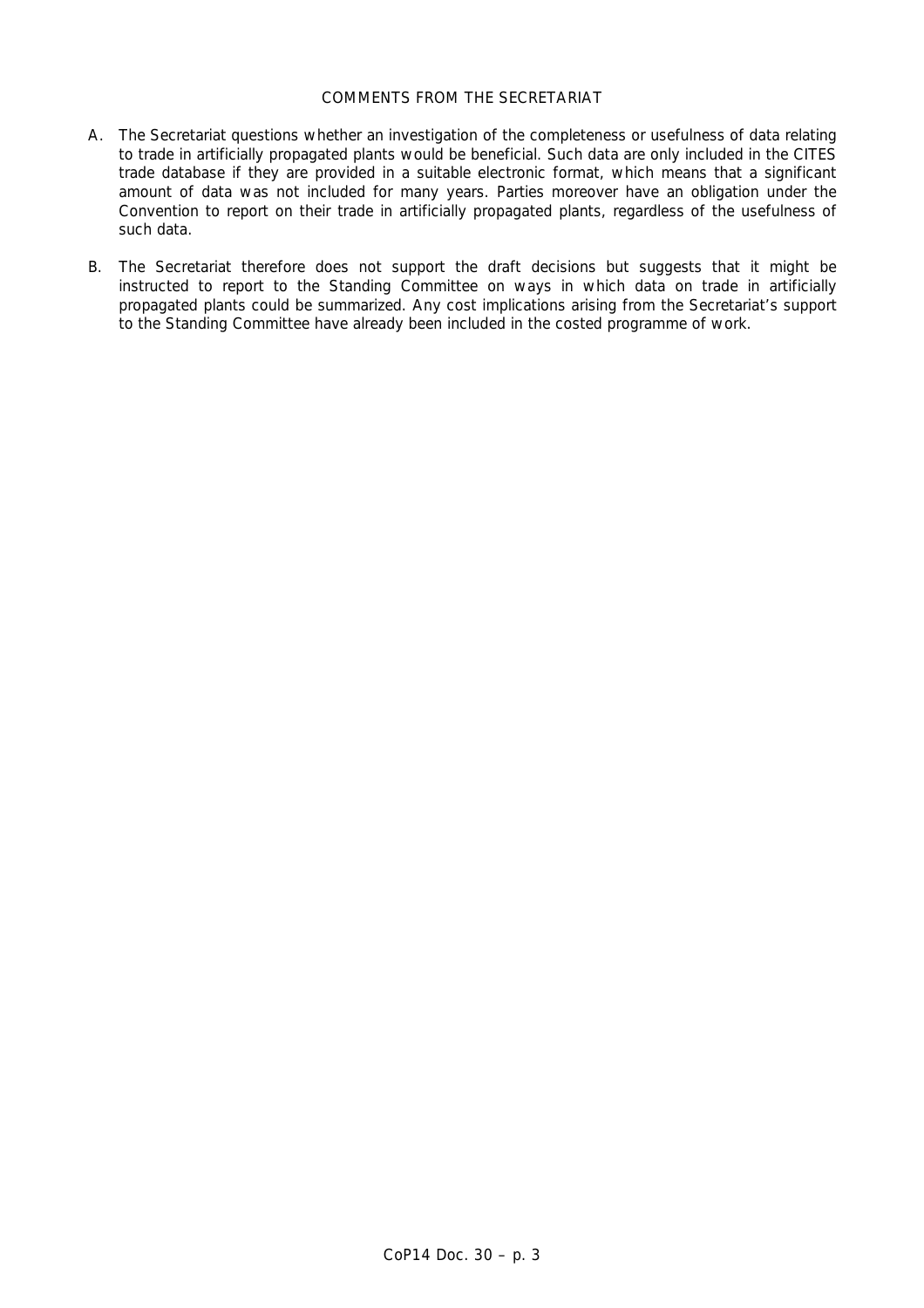## COMMENTS FROM THE SECRETARIAT

A. The Secretariat questions whether an investigation of the completeness or usefulness of data relating to trade in artificially propagated plants would be beneficial. Such data are only included in the CITES trade database if they are provided in a suitable electronic format, which means that a significant amount of data was not included for many years. Parties moreover have an obligation under the Convention to report on their trade in artificially propagated plants, regardless of the usefulness of such data.

B. The Secretariat therefore does not support the draft decisions but suggests that it might be instructed to report to the Standing Committee on ways in which data on trade in artificially propagated plants could be summarized. Any cost implications arising from the Secretariat's support to the Standing Committee have already been included in the costed programme of work.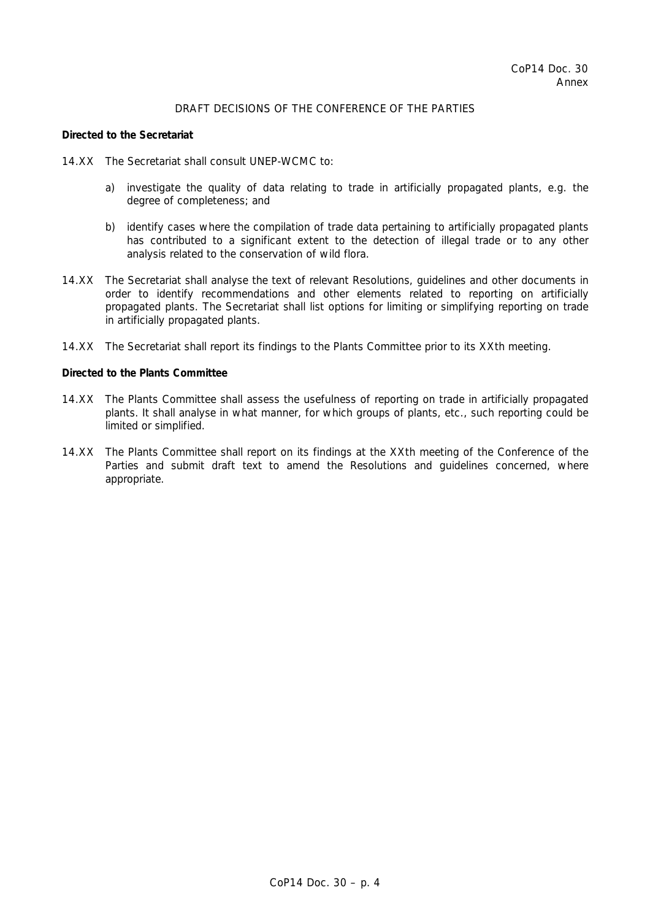CoP14 Doc. 30
Annex

DRAFT DECISIONS OF THE CONFERENCE OF THE PARTIES

**Directed to the Secretariat**

14.XX The Secretariat shall consult UNEP-WCMC to:

a) investigate the quality of data relating to trade in artificially propagated plants, e.g. the degree of completeness; and

b) identify cases where the compilation of trade data pertaining to artificially propagated plants has contributed to a significant extent to the detection of illegal trade or to any other analysis related to the conservation of wild flora.

14.XX The Secretariat shall analyse the text of relevant Resolutions, guidelines and other documents in order to identify recommendations and other elements related to reporting on artificially propagated plants. The Secretariat shall list options for limiting or simplifying reporting on trade in artificially propagated plants.

14.XX The Secretariat shall report its findings to the Plants Committee prior to its XXth meeting.

**Directed to the Plants Committee**

14.XX The Plants Committee shall assess the usefulness of reporting on trade in artificially propagated plants. It shall analyse in what manner, for which groups of plants, etc., such reporting could be limited or simplified.

14.XX The Plants Committee shall report on its findings at the XXth meeting of the Conference of the Parties and submit draft text to amend the Resolutions and guidelines concerned, where appropriate.